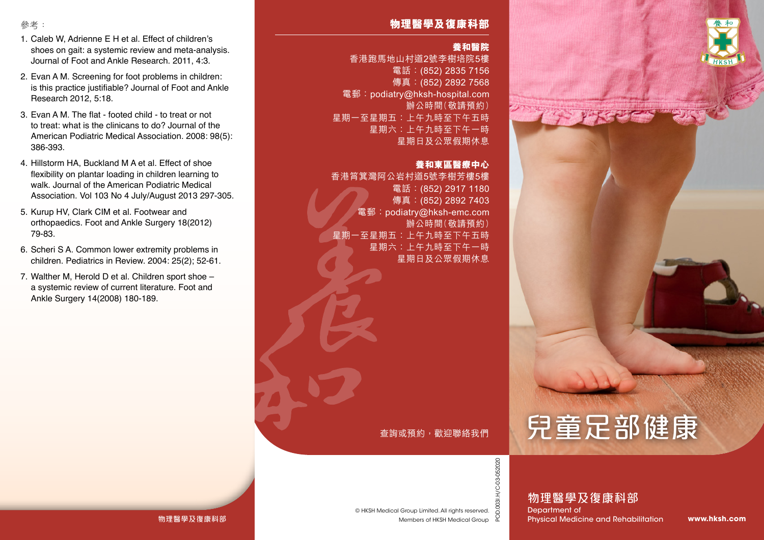參考：

1. Caleb W, Adrienne E H et al. Effect of children's shoes on gait: a systemic review and meta-analysis. Journal of Foot and Ankle Research. 2011, 4:3.
2. Evan A M. Screening for foot problems in children: is this practice justifiable? Journal of Foot and Ankle Research 2012, 5:18.
3. Evan A M. The flat - footed child - to treat or not to treat: what is the clinicans to do? Journal of the American Podiatric Medical Association. 2008: 98(5): 386-393.
4. Hillstorm HA, Buckland M A et al. Effect of shoe flexibility on plantar loading in children learning to walk. Journal of the American Podiatric Medical Association. Vol 103 No 4 July/August 2013 297-305.
5. Kurup HV, Clark CIM et al. Footwear and orthopaedics. Foot and Ankle Surgery 18(2012) 79-83.
6. Scheri S A. Common lower extremity problems in children. Pediatrics in Review. 2004: 25(2); 52-61.
7. Walther M, Herold D et al. Children sport shoe – a systemic review of current literature. Foot and Ankle Surgery 14(2008) 180-189.

物理醫學及復康科部

## 物理醫學及復康科部

### 養和醫院

香港跑馬地山村道2號李樹培院5樓
電話：(852) 2835 7156
傳真：(852) 2892 7568
電郵：podiatry@hksh-hospital.com
辦公時間（敬請預約）
星期一至星期五：上午九時至下午五時
星期六：上午九時至下午一時
星期日及公眾假期休息

### 養和東區醫療中心

香港筲箕灣阿公岩村道5號李樹芳樓5樓
電話：(852) 2917 1180
傳真：(852) 2892 7403
電郵：podiatry@hksh-emc.com
辦公時間（敬請預約）
星期一至星期五：上午九時至下午五時
星期六：上午九時至下午一時
星期日及公眾假期休息

查詢或預約，歡迎聯絡我們

© HKSH Medical Group Limited. All rights reserved.
Members of HKSH Medical Group

POD.003I.H/C-03-052020

# 兒童足部健康

## 物理醫學及復康科部

Department of Physical Medicine and Rehabilitation

www.hksh.com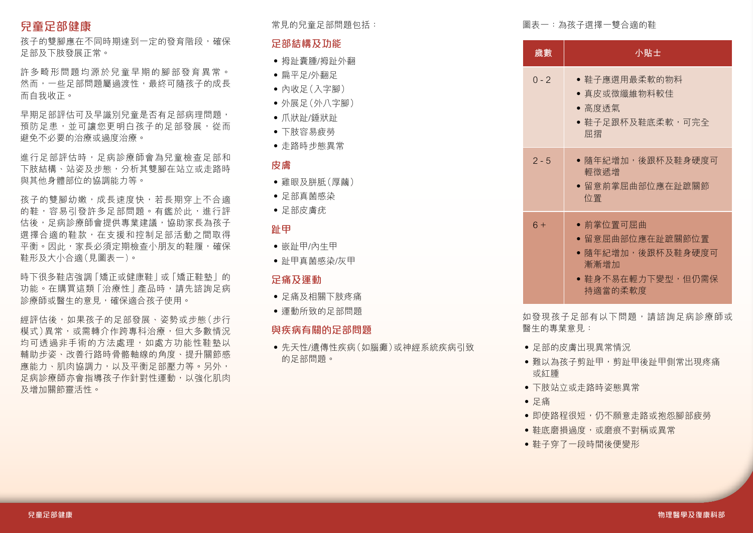## 兒童足部健康

孩子的雙腳應在不同時期達到一定的發育階段，確保足部及下肢發展正常。

許多畸形問題均源於兒童早期的腳部發育異常。然而，一些足部問題屬過渡性，最終可隨孩子的成長而自我收正。

早期足部評估可及早識別兒童是否有足部病理問題，預防足患，並可讓您更明白孩子的足部發展，從而避免不必要的治療或過度治療。

進行足部評估時，足病診療師會為兒童檢查足部和下肢結構、站姿及步態，分析其雙腳在站立或走路時與其他身體部位的協調能力等。

孩子的雙腳幼嫩，成長速度快，若長期穿上不合適的鞋，容易引發許多足部問題。有鑑於此，進行評估後，足病診療師會提供專業建議，協助家長為孩子選擇合適的鞋款，在支援和控制足部活動之間取得平衡。因此，家長必須定期檢查小朋友的鞋履，確保鞋形及大小合適（見圖表一）。

時下很多鞋店強調「矯正或健康鞋」或「矯正鞋墊」的功能。在購買這類「治療性」產品時，請先諮詢足病診療師或醫生的意見，確保適合孩子使用。

經評估後，如果孩子的足部發展、姿勢或步態（步行模式）異常，或需轉介作跨專科治療，但大多數情況均可透過非手術的方法處理，如處方功能性鞋墊以輔助步姿、改善行路時骨骼軸線的角度、提升關節感應能力、肌肉協調力，以及平衡足部壓力等。另外，足病診療師亦會指導孩子作針對性運動，以強化肌肉及增加關節靈活性。

常見的兒童足部問題包括：

### 足部結構及功能

- 拇趾囊腫/拇趾外翻
- 扁平足/外翻足
- 內收足（入字腳）
- 外展足（外八字腳）
- 爪狀趾/錘狀趾
- 下肢容易疲勞
- 走路時步態異常

### 皮膚

- 雞眼及胼胝（厚繭）
- 足部真菌感染
- 足部皮膚疣

### 趾甲

- 嵌趾甲/內生甲
- 趾甲真菌感染/灰甲

### 足痛及運動

- 足痛及相關下肢疼痛
- 運動所致的足部問題

### 與疾病有關的足部問題

- 先天性/遺傳性疾病（如腦癱）或神經系統疾病引致的足部問題。

圖表一：為孩子選擇一雙合適的鞋

| 歲數 | 小貼士 |
| --- | --- |
| 0 - 2 | • 鞋子應選用最柔軟的物料<br>• 真皮或微纖維物料較佳<br>• 高度透氣<br>• 鞋子足跟杯及鞋底柔軟，可完全屈摺 |
| 2 - 5 | • 隨年紀增加，後跟杯及鞋身硬度可輕微遞增<br>• 留意前掌屈曲部位應在趾蹠關節位置 |
| 6 + | • 前掌位置可屈曲<br>• 留意屈曲部位應在趾蹠關節位置<br>• 隨年紀增加，後跟杯及鞋身硬度可漸漸增加<br>• 鞋身不易在輕力下變型，但仍需保持適當的柔軟度 |

如發現孩子足部有以下問題，請諮詢足病診療師或醫生的專業意見：

- 足部的皮膚出現異常情況
- 難以為孩子剪趾甲，剪趾甲後趾甲側常出現疼痛或紅腫
- 下肢站立或走路時姿態異常
- 足痛
- 即使路程很短，仍不願意走路或抱怨腳部疲勞
- 鞋底磨損過度，或磨痕不對稱或異常
- 鞋子穿了一段時間後便變形